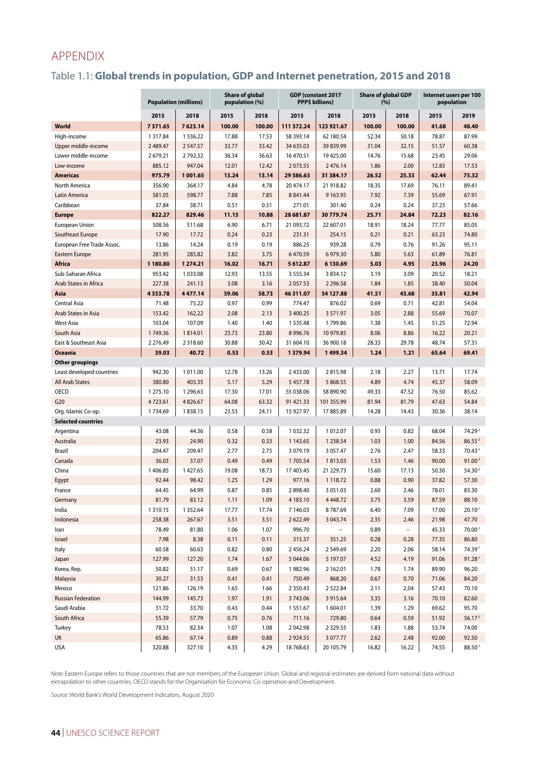# APPENDIX

## Table 1.1: **Global trends in population, GDP and Internet penetration, 2015 and 2018**

| | Population (millions) | | Share of global population (%) | | GDP (constant 2017 PPP$ billions) | | Share of global GDP (%) | | Internet users per 100 population | |
|---|---|---|---|---|---|---|---|---|---|---|
| | 2015 | 2018 | 2015 | 2018 | 2015 | 2018 | 2015 | 2018 | 2015 | 2019 |
| **World** | **7 371.65** | **7 623.14** | **100.00** | **100.00** | **111 572.24** | **123 921.67** | **100.00** | **100.00** | **41.68** | **48.40** |
| High-income | 1 317.84 | 1 336.22 | 17.88 | 17.53 | 58 393.14 | 62 180.54 | 52.34 | 50.18 | 78.87 | 87.99 |
| Upper middle-income | 2 489.47 | 2 547.57 | 33.77 | 33.42 | 34 635.03 | 39 839.99 | 31.04 | 32.15 | 51.57 | 60.38 |
| Lower middle-income | 2 679.21 | 2 792.32 | 36.34 | 36.63 | 16 470.51 | 19 425.00 | 14.76 | 15.68 | 23.45 | 29.06 |
| Low-income | 885.12 | 947.04 | 12.01 | 12.42 | 2 073.55 | 2 476.14 | 1.86 | 2.00 | 12.83 | 17.53 |
| **Americas** | **975.79** | **1 001.65** | **13.24** | **13.14** | **29 586.63** | **31 384.17** | **26.52** | **25.33** | **62.44** | **75.32** |
| North America | 356.90 | 364.17 | 4.84 | 4.78 | 20 474.17 | 21 918.82 | 18.35 | 17.69 | 76.11 | 89.41 |
| Latin America | 581.05 | 598.77 | 7.88 | 7.85 | 8 841.44 | 9 163.95 | 7.92 | 7.39 | 55.69 | 67.91 |
| Caribbean | 37.84 | 38.71 | 0.51 | 0.51 | 271.01 | 301.40 | 0.24 | 0.24 | 37.23 | 57.66 |
| **Europe** | **822.27** | **829.46** | **11.15** | **10.88** | **28 681.87** | **30 779.74** | **25.71** | **24.84** | **72.23** | **82.16** |
| European Union | 508.56 | 511.68 | 6.90 | 6.71 | 21 093.72 | 22 607.01 | 18.91 | 18.24 | 77.77 | 85.05 |
| Southeast Europe | 17.90 | 17.72 | 0.24 | 0.23 | 231.31 | 254.15 | 0.21 | 0.21 | 63.23 | 74.80 |
| European Free Trade Assoc. | 13.86 | 14.24 | 0.19 | 0.19 | 886.25 | 939.28 | 0.79 | 0.76 | 91.26 | 95.11 |
| Eastern Europe | 281.95 | 285.82 | 3.82 | 3.75 | 6 470.59 | 6 979.30 | 5.80 | 5.63 | 61.89 | 76.81 |
| **Africa** | **1 180.80** | **1 274.21** | **16.02** | **16.71** | **5 612.87** | **6 130.69** | **5.03** | **4.95** | **23.96** | **24.20** |
| Sub-Saharan Africa | 953.42 | 1 033.08 | 12.93 | 13.55 | 3 555.34 | 3 834.12 | 3.19 | 3.09 | 20.52 | 18.21 |
| Arab States in Africa | 227.38 | 241.13 | 3.08 | 3.16 | 2 057.53 | 2 296.58 | 1.84 | 1.85 | 38.40 | 50.04 |
| **Asia** | **4 353.78** | **4 477.14** | **59.06** | **58.73** | **46 311.07** | **54 127.88** | **41.51** | **43.68** | **35.81** | **42.94** |
| Central Asia | 71.48 | 75.22 | 0.97 | 0.99 | 774.47 | 876.02 | 0.69 | 0.71 | 42.81 | 54.04 |
| Arab States in Asia | 153.42 | 162.22 | 2.08 | 2.13 | 3 400.25 | 3 571.97 | 3.05 | 2.88 | 55.69 | 70.07 |
| West Asia | 103.04 | 107.09 | 1.40 | 1.40 | 1 535.48 | 1 799.86 | 1.38 | 1.45 | 51.25 | 72.94 |
| South Asia | 1 749.36 | 1 814.01 | 23.73 | 23.80 | 8 996.76 | 10 979.85 | 8.06 | 8.86 | 16.22 | 20.21 |
| East & Southeast Asia | 2 276.49 | 2 318.60 | 30.88 | 30.42 | 31 604.10 | 36 900.18 | 28.33 | 29.78 | 48.74 | 57.31 |
| **Oceania** | **39.03** | **40.72** | **0.53** | **0.53** | **1 379.94** | **1 499.34** | **1.24** | **1.21** | **65.64** | **69.41** |
| **Other groupings** | | | | | | | | | | |
| Least developed countries | 942.30 | 1 011.00 | 12.78 | 13.26 | 2 433.00 | 2 815.98 | 2.18 | 2.27 | 13.71 | 17.74 |
| All Arab States | 380.80 | 403.35 | 5.17 | 5.29 | 5 457.78 | 5 868.55 | 4.89 | 4.74 | 45.37 | 58.09 |
| OECD | 1 275.10 | 1 296.63 | 17.30 | 17.01 | 55 038.06 | 58 890.90 | 49.33 | 47.52 | 76.50 | 85.62 |
| G20 | 4 723.61 | 4 826.67 | 64.08 | 63.32 | 91 421.33 | 101 355.99 | 81.94 | 81.79 | 47.63 | 54.84 |
| Org. Islamic Co-op. | 1 734.69 | 1 838.15 | 23.53 | 24.11 | 15 927.97 | 17 885.89 | 14.28 | 14.43 | 30.36 | 38.14 |
| **Selected countries** | | | | | | | | | | |
| Argentina | 43.08 | 44.36 | 0.58 | 0.58 | 1 032.32 | 1 012.07 | 0.93 | 0.82 | 68.04 | 74.29[-2] |
| Australia | 23.93 | 24.90 | 0.32 | 0.33 | 1 143.65 | 1 238.54 | 1.03 | 1.00 | 84.56 | 86.55[-2] |
| Brazil | 204.47 | 209.47 | 2.77 | 2.75 | 3 079.19 | 3 057.47 | 2.76 | 2.47 | 58.33 | 70.43[-1] |
| Canada | 36.03 | 37.07 | 0.49 | 0.49 | 1 705.54 | 1 813.03 | 1.53 | 1.46 | 90.00 | 91.00[-2] |
| China | 1 406.85 | 1 427.65 | 19.08 | 18.73 | 17 403.45 | 21 229.73 | 15.60 | 17.13 | 50.30 | 54.30[-2] |
| Egypt | 92.44 | 98.42 | 1.25 | 1.29 | 977.16 | 1 118.72 | 0.88 | 0.90 | 37.82 | 57.30 |
| France | 64.45 | 64.99 | 0.87 | 0.85 | 2 898.40 | 3 051.03 | 2.60 | 2.46 | 78.01 | 83.30 |
| Germany | 81.79 | 83.12 | 1.11 | 1.09 | 4 183.10 | 4 448.72 | 3.75 | 3.59 | 87.59 | 88.10 |
| India | 1 310.15 | 1 352.64 | 17.77 | 17.74 | 7 146.03 | 8 787.69 | 6.40 | 7.09 | 17.00 | 20.10[-1] |
| Indonesia | 258.38 | 267.67 | 3.51 | 3.51 | 2 622.49 | 3 043.74 | 2.35 | 2.46 | 21.98 | 47.70 |
| Iran | 78.49 | 81.80 | 1.06 | 1.07 | 996.70 | – | 0.89 | – | 45.33 | 70.00[-1] |
| Israel | 7.98 | 8.38 | 0.11 | 0.11 | 315.37 | 351.25 | 0.28 | 0.28 | 77.35 | 86.80 |
| Italy | 60.58 | 60.63 | 0.82 | 0.80 | 2 456.24 | 2 549.69 | 2.20 | 2.06 | 58.14 | 74.39[-1] |
| Japan | 127.99 | 127.20 | 1.74 | 1.67 | 5 044.06 | 5 197.07 | 4.52 | 4.19 | 91.06 | 91.28[-1] |
| Korea, Rep. | 50.82 | 51.17 | 0.69 | 0.67 | 1 982.96 | 2 162.01 | 1.78 | 1.74 | 89.90 | 96.20 |
| Malaysia | 30.27 | 31.53 | 0.41 | 0.41 | 750.49 | 868.20 | 0.67 | 0.70 | 71.06 | 84.20 |
| Mexico | 121.86 | 126.19 | 1.65 | 1.66 | 2 350.43 | 2 522.84 | 2.11 | 2.04 | 57.43 | 70.10 |
| Russian Federation | 144.99 | 145.73 | 1.97 | 1.91 | 3 743.06 | 3 915.64 | 3.35 | 3.16 | 70.10 | 82.60 |
| Saudi Arabia | 31.72 | 33.70 | 0.43 | 0.44 | 1 551.67 | 1 604.01 | 1.39 | 1.29 | 69.62 | 95.70 |
| South Africa | 55.39 | 57.79 | 0.75 | 0.76 | 711.16 | 729.80 | 0.64 | 0.59 | 51.92 | 56.17[-2] |
| Turkey | 78.53 | 82.34 | 1.07 | 1.08 | 2 042.98 | 2 329.55 | 1.83 | 1.88 | 53.74 | 74.00 |
| UK | 65.86 | 67.14 | 0.89 | 0.88 | 2 924.55 | 3 077.77 | 2.62 | 2.48 | 92.00 | 92.50 |
| USA | 320.88 | 327.10 | 4.35 | 4.29 | 18 768.63 | 20 105.79 | 16.82 | 16.22 | 74.55 | 88.50[-1] |

*Note:* Eastern Europe refers to those countries that are not members of the European Union. Global and regional estimates are derived from national data without extrapolation to other countries. OECD stands for the Organisation for Economic Co-operation and Development.

*Source:* World Bank's World Development Indicators, August 2020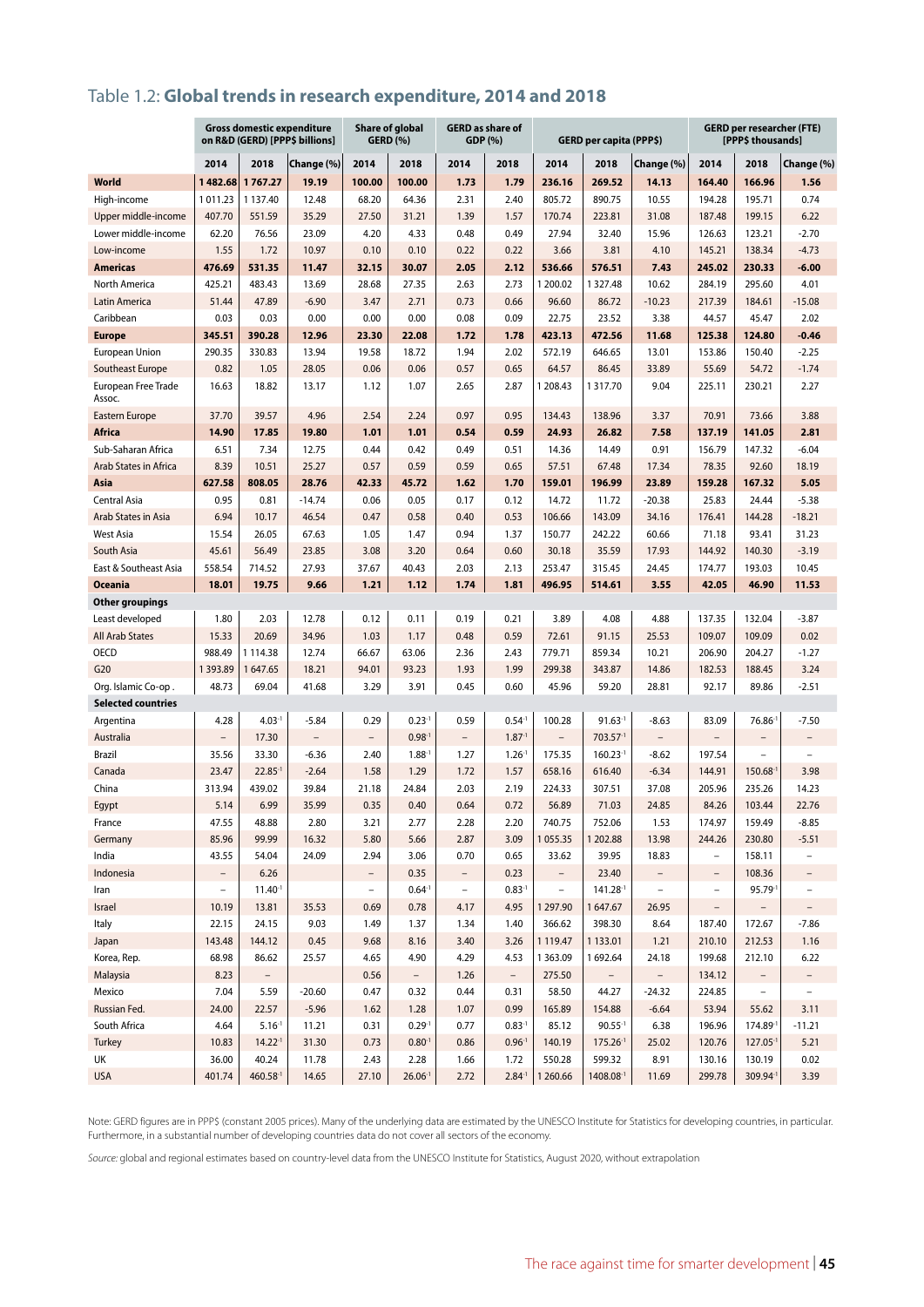# Table 1.2: **Global trends in research expenditure, 2014 and 2018**

| | Gross domestic expenditure on R&D (GERD) [PPP$ billions] | | | Share of global GERD (%) | | GERD as share of GDP (%) | | GERD per capita (PPP$) | | | GERD per researcher (FTE) [PPP$ thousands] | | |
|---|---|---|---|---|---|---|---|---|---|---|---|---|---|
| | 2014 | 2018 | Change (%) | 2014 | 2018 | 2014 | 2018 | 2014 | 2018 | Change (%) | 2014 | 2018 | Change (%) |
| **World** | **1 482.68** | **1 767.27** | **19.19** | **100.00** | **100.00** | **1.73** | **1.79** | **236.16** | **269.52** | **14.13** | **164.40** | **166.96** | **1.56** |
| High-income | 1 011.23 | 1 137.40 | 12.48 | 68.20 | 64.36 | 2.31 | 2.40 | 805.72 | 890.75 | 10.55 | 194.28 | 195.71 | 0.74 |
| Upper middle-income | 407.70 | 551.59 | 35.29 | 27.50 | 31.21 | 1.39 | 1.57 | 170.74 | 223.81 | 31.08 | 187.48 | 199.15 | 6.22 |
| Lower middle-income | 62.20 | 76.56 | 23.09 | 4.20 | 4.33 | 0.48 | 0.49 | 27.94 | 32.40 | 15.96 | 126.63 | 123.21 | -2.70 |
| Low-income | 1.55 | 1.72 | 10.97 | 0.10 | 0.10 | 0.22 | 0.22 | 3.66 | 3.81 | 4.10 | 145.21 | 138.34 | -4.73 |
| **Americas** | **476.69** | **531.35** | **11.47** | **32.15** | **30.07** | **2.05** | **2.12** | **536.66** | **576.51** | **7.43** | **245.02** | **230.33** | **-6.00** |
| North America | 425.21 | 483.43 | 13.69 | 28.68 | 27.35 | 2.63 | 2.73 | 1 200.02 | 1 327.48 | 10.62 | 284.19 | 295.60 | 4.01 |
| Latin America | 51.44 | 47.89 | -6.90 | 3.47 | 2.71 | 0.73 | 0.66 | 96.60 | 86.72 | -10.23 | 217.39 | 184.61 | -15.08 |
| Caribbean | 0.03 | 0.03 | 0.00 | 0.00 | 0.00 | 0.08 | 0.09 | 22.75 | 23.52 | 3.38 | 44.57 | 45.47 | 2.02 |
| **Europe** | **345.51** | **390.28** | **12.96** | **23.30** | **22.08** | **1.72** | **1.78** | **423.13** | **472.56** | **11.68** | **125.38** | **124.80** | **-0.46** |
| European Union | 290.35 | 330.83 | 13.94 | 19.58 | 18.72 | 1.94 | 2.02 | 572.19 | 646.65 | 13.01 | 153.86 | 150.40 | -2.25 |
| Southeast Europe | 0.82 | 1.05 | 28.05 | 0.06 | 0.06 | 0.57 | 0.65 | 64.57 | 86.45 | 33.89 | 55.69 | 54.72 | -1.74 |
| European Free Trade Assoc. | 16.63 | 18.82 | 13.17 | 1.12 | 1.07 | 2.65 | 2.87 | 1 208.43 | 1 317.70 | 9.04 | 225.11 | 230.21 | 2.27 |
| Eastern Europe | 37.70 | 39.57 | 4.96 | 2.54 | 2.24 | 0.97 | 0.95 | 134.43 | 138.96 | 3.37 | 70.91 | 73.66 | 3.88 |
| **Africa** | **14.90** | **17.85** | **19.80** | **1.01** | **1.01** | **0.54** | **0.59** | **24.93** | **26.82** | **7.58** | **137.19** | **141.05** | **2.81** |
| Sub-Saharan Africa | 6.51 | 7.34 | 12.75 | 0.44 | 0.42 | 0.49 | 0.51 | 14.36 | 14.49 | 0.91 | 156.79 | 147.32 | -6.04 |
| Arab States in Africa | 8.39 | 10.51 | 25.27 | 0.57 | 0.59 | 0.59 | 0.65 | 57.51 | 67.48 | 17.34 | 78.35 | 92.60 | 18.19 |
| **Asia** | **627.58** | **808.05** | **28.76** | **42.33** | **45.72** | **1.62** | **1.70** | **159.01** | **196.99** | **23.89** | **159.28** | **167.32** | **5.05** |
| Central Asia | 0.95 | 0.81 | -14.74 | 0.06 | 0.05 | 0.17 | 0.12 | 14.72 | 11.72 | -20.38 | 25.83 | 24.44 | -5.38 |
| Arab States in Asia | 6.94 | 10.17 | 46.54 | 0.47 | 0.58 | 0.40 | 0.53 | 106.66 | 143.09 | 34.16 | 176.41 | 144.28 | -18.21 |
| West Asia | 15.54 | 26.05 | 67.63 | 1.05 | 1.47 | 0.94 | 1.37 | 150.77 | 242.22 | 60.66 | 71.18 | 93.41 | 31.23 |
| South Asia | 45.61 | 56.49 | 23.85 | 3.08 | 3.20 | 0.64 | 0.60 | 30.18 | 35.59 | 17.93 | 144.92 | 140.30 | -3.19 |
| East & Southeast Asia | 558.54 | 714.52 | 27.93 | 37.67 | 40.43 | 2.03 | 2.13 | 253.47 | 315.45 | 24.45 | 174.77 | 193.03 | 10.45 |
| **Oceania** | **18.01** | **19.75** | **9.66** | **1.21** | **1.12** | **1.74** | **1.81** | **496.95** | **514.61** | **3.55** | **42.05** | **46.90** | **11.53** |
| **Other groupings** | | | | | | | | | | | | | |
| Least developed | 1.80 | 2.03 | 12.78 | 0.12 | 0.11 | 0.19 | 0.21 | 3.89 | 4.08 | 4.88 | 137.35 | 132.04 | -3.87 |
| All Arab States | 15.33 | 20.69 | 34.96 | 1.03 | 1.17 | 0.48 | 0.59 | 72.61 | 91.15 | 25.53 | 109.07 | 109.09 | 0.02 |
| OECD | 988.49 | 1 114.38 | 12.74 | 66.67 | 63.06 | 2.36 | 2.43 | 779.71 | 859.34 | 10.21 | 206.90 | 204.27 | -1.27 |
| G20 | 1 393.89 | 1 647.65 | 18.21 | 94.01 | 93.23 | 1.93 | 1.99 | 299.38 | 343.87 | 14.86 | 182.53 | 188.45 | 3.24 |
| Org. Islamic Co-op . | 48.73 | 69.04 | 41.68 | 3.29 | 3.91 | 0.45 | 0.60 | 45.96 | 59.20 | 28.81 | 92.17 | 89.86 | -2.51 |
| **Selected countries** | | | | | | | | | | | | | |
| Argentina | 4.28 | 4.03[-1] | -5.84 | 0.29 | 0.23[-1] | 0.59 | 0.54[-1] | 100.28 | 91.63[-1] | -8.63 | 83.09 | 76.86[-1] | -7.50 |
| Australia | – | 17.30 | – | – | 0.98[-1] | – | 1.87[-1] | – | 703.57[-1] | – | – | – | – |
| Brazil | 35.56 | 33.30 | -6.36 | 2.40 | 1.88[-1] | 1.27 | 1.26[-1] | 175.35 | 160.23[-1] | -8.62 | 197.54 | – | – |
| Canada | 23.47 | 22.85[-1] | -2.64 | 1.58 | 1.29 | 1.72 | 1.57 | 658.16 | 616.40 | -6.34 | 144.91 | 150.68[-1] | 3.98 |
| China | 313.94 | 439.02 | 39.84 | 21.18 | 24.84 | 2.03 | 2.19 | 224.33 | 307.51 | 37.08 | 205.96 | 235.26 | 14.23 |
| Egypt | 5.14 | 6.99 | 35.99 | 0.35 | 0.40 | 0.64 | 0.72 | 56.89 | 71.03 | 24.85 | 84.26 | 103.44 | 22.76 |
| France | 47.55 | 48.88 | 2.80 | 3.21 | 2.77 | 2.28 | 2.20 | 740.75 | 752.06 | 1.53 | 174.97 | 159.49 | -8.85 |
| Germany | 85.96 | 99.99 | 16.32 | 5.80 | 5.66 | 2.87 | 3.09 | 1 055.35 | 1 202.88 | 13.98 | 244.26 | 230.80 | -5.51 |
| India | 43.55 | 54.04 | 24.09 | 2.94 | 3.06 | 0.70 | 0.65 | 33.62 | 39.95 | 18.83 | – | 158.11 | – |
| Indonesia | – | 6.26 | | – | 0.35 | – | 0.23 | – | 23.40 | – | – | 108.36 | – |
| Iran | – | 11.40[-1] | | – | 0.64[-1] | – | 0.83[-1] | – | 141.28[-1] | – | – | 95.79[-1] | – |
| Israel | 10.19 | 13.81 | 35.53 | 0.69 | 0.78 | 4.17 | 4.95 | 1 297.90 | 1 647.67 | 26.95 | – | – | – |
| Italy | 22.15 | 24.15 | 9.03 | 1.49 | 1.37 | 1.34 | 1.40 | 366.62 | 398.30 | 8.64 | 187.40 | 172.67 | -7.86 |
| Japan | 143.48 | 144.12 | 0.45 | 9.68 | 8.16 | 3.40 | 3.26 | 1 119.47 | 1 133.01 | 1.21 | 210.10 | 212.53 | 1.16 |
| Korea, Rep. | 68.98 | 86.62 | 25.57 | 4.65 | 4.90 | 4.29 | 4.53 | 1 363.09 | 1 692.64 | 24.18 | 199.68 | 212.10 | 6.22 |
| Malaysia | 8.23 | – | | 0.56 | – | 1.26 | – | 275.50 | – | – | 134.12 | – | – |
| Mexico | 7.04 | 5.59 | -20.60 | 0.47 | 0.32 | 0.44 | 0.31 | 58.50 | 44.27 | -24.32 | 224.85 | – | – |
| Russian Fed. | 24.00 | 22.57 | -5.96 | 1.62 | 1.28 | 1.07 | 0.99 | 165.89 | 154.88 | -6.64 | 53.94 | 55.62 | 3.11 |
| South Africa | 4.64 | 5.16[-1] | 11.21 | 0.31 | 0.29[-1] | 0.77 | 0.83[-1] | 85.12 | 90.55[-1] | 6.38 | 196.96 | 174.89[-1] | -11.21 |
| Turkey | 10.83 | 14.22[-1] | 31.30 | 0.73 | 0.80[-1] | 0.86 | 0.96[-1] | 140.19 | 175.26[-1] | 25.02 | 120.76 | 127.05[-1] | 5.21 |
| UK | 36.00 | 40.24 | 11.78 | 2.43 | 2.28 | 1.66 | 1.72 | 550.28 | 599.32 | 8.91 | 130.16 | 130.19 | 0.02 |
| USA | 401.74 | 460.58[-1] | 14.65 | 27.10 | 26.06[-1] | 2.72 | 2.84[-1] | 1 260.66 | 1408.08[-1] | 11.69 | 299.78 | 309.94[-1] | 3.39 |

Note: GERD figures are in PPP$ (constant 2005 prices). Many of the underlying data are estimated by the UNESCO Institute for Statistics for developing countries, in particular. Furthermore, in a substantial number of developing countries data do not cover all sectors of the economy.

*Source:* global and regional estimates based on country-level data from the UNESCO Institute for Statistics, August 2020, without extrapolation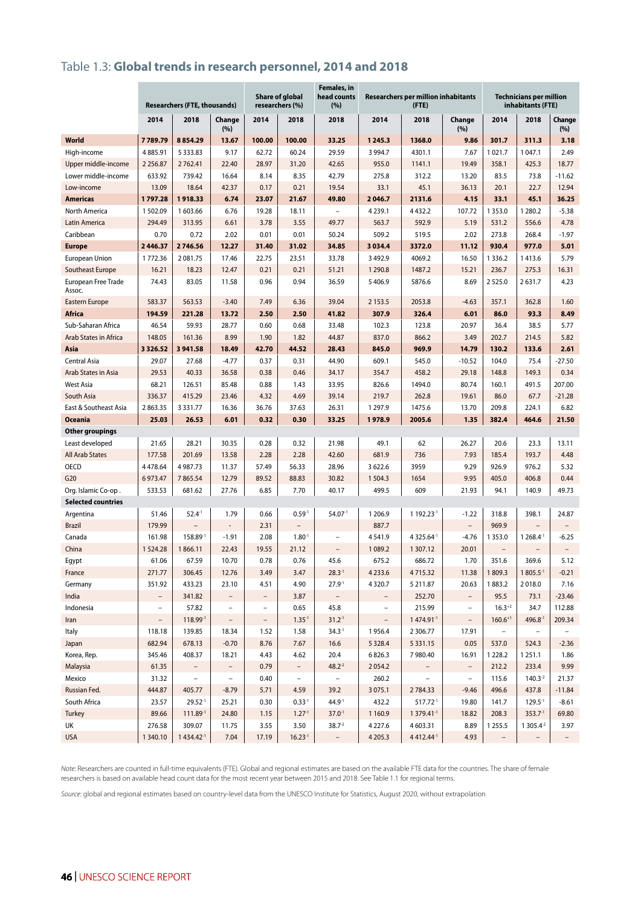## Table 1.3: **Global trends in research personnel, 2014 and 2018**

| | Researchers (FTE, thousands) | | | Share of global researchers (%) | | Females, in head counts (%) | Researchers per million inhabitants (FTE) | | | Technicians per million inhabitants (FTE) | | |
|---|---|---|---|---|---|---|---|---|---|---|---|---|
| | 2014 | 2018 | Change (%) | 2014 | 2018 | 2018 | 2014 | 2018 | Change (%) | 2014 | 2018 | Change (%) |
| **World** | **7 789.79** | **8 854.29** | **13.67** | **100.00** | **100.00** | **33.25** | **1 245.3** | **1368.0** | **9.86** | **301.7** | **311.3** | **3.18** |
| High-income | 4 885.91 | 5 333.83 | 9.17 | 62.72 | 60.24 | 29.59 | 3 994.7 | 4301.1 | 7.67 | 1 021.7 | 1 047.1 | 2.49 |
| Upper middle-income | 2 256.87 | 2 762.41 | 22.40 | 28.97 | 31.20 | 42.65 | 955.0 | 1141.1 | 19.49 | 358.1 | 425.3 | 18.77 |
| Lower middle-income | 633.92 | 739.42 | 16.64 | 8.14 | 8.35 | 42.79 | 275.8 | 312.2 | 13.20 | 83.5 | 73.8 | -11.62 |
| Low-income | 13.09 | 18.64 | 42.37 | 0.17 | 0.21 | 19.54 | 33.1 | 45.1 | 36.13 | 20.1 | 22.7 | 12.94 |
| **Americas** | **1 797.28** | **1 918.33** | **6.74** | **23.07** | **21.67** | **49.80** | **2 046.7** | **2131.6** | **4.15** | **33.1** | **45.1** | **36.25** |
| North America | 1 502.09 | 1 603.66 | 6.76 | 19.28 | 18.11 | – | 4 239.1 | 4 432.2 | 107.72 | 1 353.0 | 1 280.2 | -5.38 |
| Latin America | 294.49 | 313.95 | 6.61 | 3.78 | 3.55 | 49.77 | 563.7 | 592.9 | 5.19 | 531.2 | 556.6 | 4.78 |
| Caribbean | 0.70 | 0.72 | 2.02 | 0.01 | 0.01 | 50.24 | 509.2 | 519.5 | 2.02 | 273.8 | 268.4 | -1.97 |
| **Europe** | **2 446.37** | **2 746.56** | **12.27** | **31.40** | **31.02** | **34.85** | **3 034.4** | **3372.0** | **11.12** | **930.4** | **977.0** | **5.01** |
| European Union | 1 772.36 | 2 081.75 | 17.46 | 22.75 | 23.51 | 33.78 | 3 492.9 | 4069.2 | 16.50 | 1 336.2 | 1 413.6 | 5.79 |
| Southeast Europe | 16.21 | 18.23 | 12.47 | 0.21 | 0.21 | 51.21 | 1 290.8 | 1487.2 | 15.21 | 236.7 | 275.3 | 16.31 |
| European Free Trade Assoc. | 74.43 | 83.05 | 11.58 | 0.96 | 0.94 | 36.59 | 5 406.9 | 5876.6 | 8.69 | 2 525.0 | 2 631.7 | 4.23 |
| Eastern Europe | 583.37 | 563.53 | -3.40 | 7.49 | 6.36 | 39.04 | 2 153.5 | 2053.8 | -4.63 | 357.1 | 362.8 | 1.60 |
| **Africa** | **194.59** | **221.28** | **13.72** | **2.50** | **2.50** | **41.82** | **307.9** | **326.4** | **6.01** | **86.0** | **93.3** | **8.49** |
| Sub-Saharan Africa | 46.54 | 59.93 | 28.77 | 0.60 | 0.68 | 33.48 | 102.3 | 123.8 | 20.97 | 36.4 | 38.5 | 5.77 |
| Arab States in Africa | 148.05 | 161.36 | 8.99 | 1.90 | 1.82 | 44.87 | 837.0 | 866.2 | 3.49 | 202.7 | 214.5 | 5.82 |
| **Asia** | **3 326.52** | **3 941.58** | **18.49** | **42.70** | **44.52** | **28.43** | **845.0** | **969.9** | **14.79** | **130.2** | **133.6** | **2.61** |
| Central Asia | 29.07 | 27.68 | -4.77 | 0.37 | 0.31 | 44.90 | 609.1 | 545.0 | -10.52 | 104.0 | 75.4 | -27.50 |
| Arab States in Asia | 29.53 | 40.33 | 36.58 | 0.38 | 0.46 | 34.17 | 354.7 | 458.2 | 29.18 | 148.8 | 149.3 | 0.34 |
| West Asia | 68.21 | 126.51 | 85.48 | 0.88 | 1.43 | 33.95 | 826.6 | 1494.0 | 80.74 | 160.1 | 491.5 | 207.00 |
| South Asia | 336.37 | 415.29 | 23.46 | 4.32 | 4.69 | 39.14 | 219.7 | 262.8 | 19.61 | 86.0 | 67.7 | -21.28 |
| East & Southeast Asia | 2 863.35 | 3 331.77 | 16.36 | 36.76 | 37.63 | 26.31 | 1 297.9 | 1475.6 | 13.70 | 209.8 | 224.1 | 6.82 |
| **Oceania** | **25.03** | **26.53** | **6.01** | **0.32** | **0.30** | **33.25** | **1 978.9** | **2005.6** | **1.35** | **382.4** | **464.6** | **21.50** |
| **Other groupings** | | | | | | | | | | | | |
| Least developed | 21.65 | 28.21 | 30.35 | 0.28 | 0.32 | 21.98 | 49.1 | 62 | 26.27 | 20.6 | 23.3 | 13.11 |
| All Arab States | 177.58 | 201.69 | 13.58 | 2.28 | 2.28 | 42.60 | 681.9 | 736 | 7.93 | 185.4 | 193.7 | 4.48 |
| OECD | 4 478.64 | 4 987.73 | 11.37 | 57.49 | 56.33 | 28.96 | 3 622.6 | 3959 | 9.29 | 926.9 | 976.2 | 5.32 |
| G20 | 6 973.47 | 7 865.54 | 12.79 | 89.52 | 88.83 | 30.82 | 1 504.3 | 1654 | 9.95 | 405.0 | 406.8 | 0.44 |
| Org. Islamic Co-op . | 533.53 | 681.62 | 27.76 | 6.85 | 7.70 | 40.17 | 499.5 | 609 | 21.93 | 94.1 | 140.9 | 49.73 |
| **Selected countries** | | | | | | | | | | | | |
| Argentina | 51.46 | 52.4[-1] | 1.79 | 0.66 | 0.59[-1] | 54.07[-1] | 1 206.9 | 1 192.23[-1] | -1.22 | 318.8 | 398.1 | 24.87 |
| Brazil | 179.99 | – | – | 2.31 | – | | 887.7 | | – | 969.9 | – | – |
| Canada | 161.98 | 158.89[-1] | -1.91 | 2.08 | 1.80[-1] | – | 4 541.9 | 4 325.64[-1] | -4.76 | 1 353.0 | 1 268.4[-1] | -6.25 |
| China | 1 524.28 | 1 866.11 | 22.43 | 19.55 | 21.12 | – | 1 089.2 | 1 307.12 | 20.01 | – | – | – |
| Egypt | 61.06 | 67.59 | 10.70 | 0.78 | 0.76 | 45.6 | 675.2 | 686.72 | 1.70 | 351.6 | 369.6 | 5.12 |
| France | 271.77 | 306.45 | 12.76 | 3.49 | 3.47 | 28.3[-1] | 4 233.6 | 4 715.32 | 11.38 | 1 809.3 | 1 805.5[-1] | -0.21 |
| Germany | 351.92 | 433.23 | 23.10 | 4.51 | 4.90 | 27.9[-1] | 4 320.7 | 5 211.87 | 20.63 | 1 883.2 | 2 018.0 | 7.16 |
| India | – | 341.82 | – | – | 3.87 | – | – | 252.70 | – | 95.5 | 73.1 | -23.46 |
| Indonesia | – | 57.82 | – | – | 0.65 | 45.8 | – | 215.99 | – | 16.3[+2] | 34.7 | 112.88 |
| Iran | – | 118.99[-1] | – | – | 1.35[-1] | 31.2[-1] | – | 1 474.91[-1] | – | 160.6[+1] | 496.8[-1] | 209.34 |
| Italy | 118.18 | 139.85 | 18.34 | 1.52 | 1.58 | 34.3[-1] | 1 956.4 | 2 306.77 | 17.91 | – | – | – |
| Japan | 682.94 | 678.13 | -0.70 | 8.76 | 7.67 | 16.6 | 5 328.4 | 5 331.15 | 0.05 | 537.0 | 524.3 | -2.36 |
| Korea, Rep. | 345.46 | 408.37 | 18.21 | 4.43 | 4.62 | 20.4 | 6 826.3 | 7 980.40 | 16.91 | 1 228.2 | 1 251.1 | 1.86 |
| Malaysia | 61.35 | – | – | 0.79 | – | 48.2[-2] | 2 054.2 | – | – | 212.2 | 233.4 | 9.99 |
| Mexico | 31.32 | – | – | 0.40 | – | – | 260.2 | – | – | 115.6 | 140.3[-2] | 21.37 |
| Russian Fed. | 444.87 | 405.77 | -8.79 | 5.71 | 4.59 | 39.2 | 3 075.1 | 2 784.33 | -9.46 | 496.6 | 437.8 | -11.84 |
| South Africa | 23.57 | 29.52[-1] | 25.21 | 0.30 | 0.33[-1] | 44.9[-1] | 432.2 | 517.72[-1] | 19.80 | 141.7 | 129.5[-1] | -8.61 |
| Turkey | 89.66 | 111.89[-1] | 24.80 | 1.15 | 1.27[-1] | 37.0[-1] | 1 160.9 | 1 379.41[-1] | 18.82 | 208.3 | 353.7[-1] | 69.80 |
| UK | 276.58 | 309.07 | 11.75 | 3.55 | 3.50 | 38.7[-2] | 4 227.6 | 4 603.31 | 8.89 | 1 255.5 | 1 305.4[-2] | 3.97 |
| USA | 1 340.10 | 1 434.42[-1] | 7.04 | 17.19 | 16.23[-1] | – | 4 205.3 | 4 412.44[-1] | 4.93 | – | – | – |

*Note:* Researchers are counted in full-time equivalents (FTE). Global and regional estimates are based on the available FTE data for the countries. The share of female researchers is based on available head count data for the most recent year between 2015 and 2018. See Table 1.1 for regional terms.

*Source:* global and regional estimates based on country-level data from the UNESCO Institute for Statistics, August 2020, without extrapolation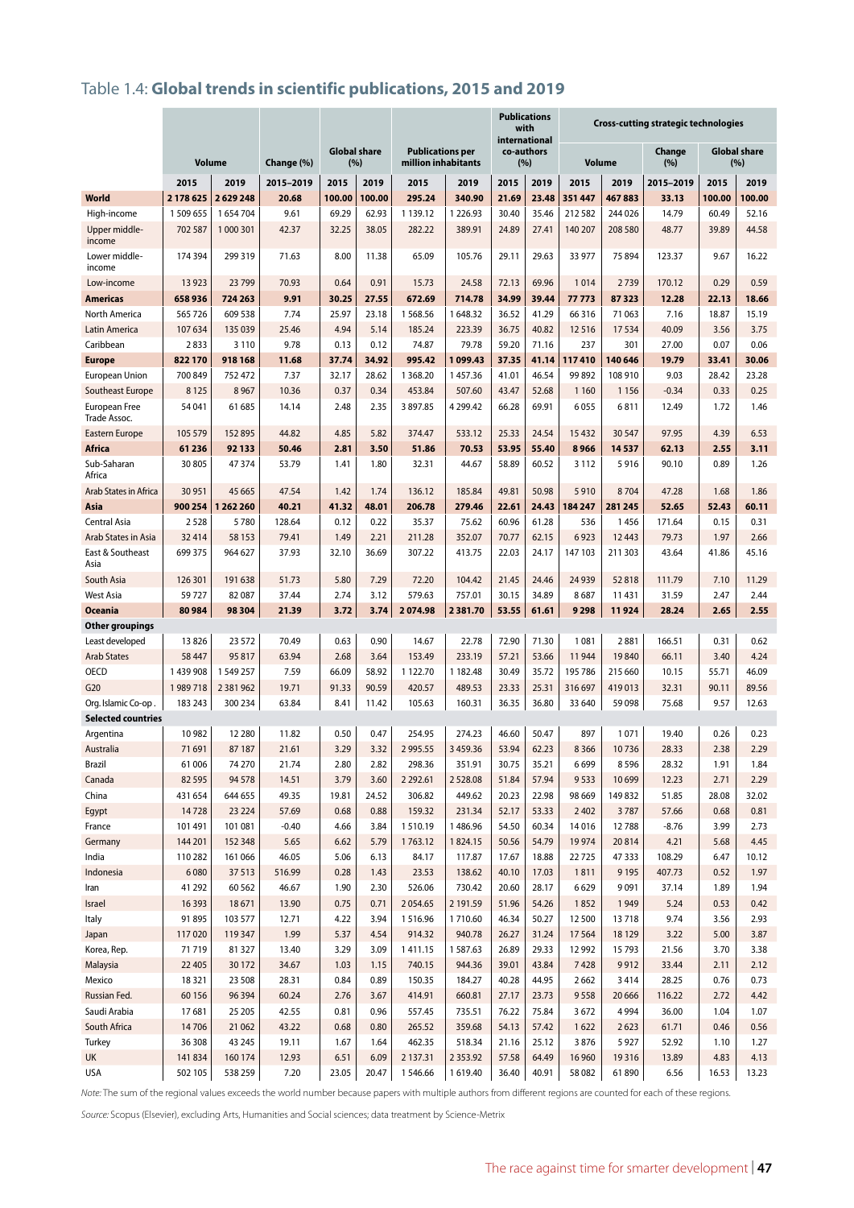## Table 1.4: **Global trends in scientific publications, 2015 and 2019**

| | Volume | | Change (%) | Global share (%) | | Publications per million inhabitants | | Publications with international co-authors (%) | | Cross-cutting strategic technologies Volume | | Change (%) | Global share (%) | |
|---|---|---|---|---|---|---|---|---|---|---|---|---|---|---|
| | 2015 | 2019 | 2015–2019 | 2015 | 2019 | 2015 | 2019 | 2015 | 2019 | 2015 | 2019 | 2015–2019 | 2015 | 2019 |
| **World** | **2 178 625** | **2 629 248** | **20.68** | **100.00** | **100.00** | **295.24** | **340.90** | **21.69** | **23.48** | **351 447** | **467 883** | **33.13** | **100.00** | **100.00** |
| High-income | 1 509 655 | 1 654 704 | 9.61 | 69.29 | 62.93 | 1 139.12 | 1 226.93 | 30.40 | 35.46 | 212 582 | 244 026 | 14.79 | 60.49 | 52.16 |
| Upper middle-income | 702 587 | 1 000 301 | 42.37 | 32.25 | 38.05 | 282.22 | 389.91 | 24.89 | 27.41 | 140 207 | 208 580 | 48.77 | 39.89 | 44.58 |
| Lower middle-income | 174 394 | 299 319 | 71.63 | 8.00 | 11.38 | 65.09 | 105.76 | 29.11 | 29.63 | 33 977 | 75 894 | 123.37 | 9.67 | 16.22 |
| Low-income | 13 923 | 23 799 | 70.93 | 0.64 | 0.91 | 15.73 | 24.58 | 72.13 | 69.96 | 1 014 | 2 739 | 170.12 | 0.29 | 0.59 |
| **Americas** | **658 936** | **724 263** | **9.91** | **30.25** | **27.55** | **672.69** | **714.78** | **34.99** | **39.44** | **77 773** | **87 323** | **12.28** | **22.13** | **18.66** |
| North America | 565 726 | 609 538 | 7.74 | 25.97 | 23.18 | 1 568.56 | 1 648.32 | 36.52 | 41.29 | 66 316 | 71 063 | 7.16 | 18.87 | 15.19 |
| Latin America | 107 634 | 135 039 | 25.46 | 4.94 | 5.14 | 185.24 | 223.39 | 36.75 | 40.82 | 12 516 | 17 534 | 40.09 | 3.56 | 3.75 |
| Caribbean | 2 833 | 3 110 | 9.78 | 0.13 | 0.12 | 74.87 | 79.78 | 59.20 | 71.16 | 237 | 301 | 27.00 | 0.07 | 0.06 |
| **Europe** | **822 170** | **918 168** | **11.68** | **37.74** | **34.92** | **995.42** | **1 099.43** | **37.35** | **41.14** | **117 410** | **140 646** | **19.79** | **33.41** | **30.06** |
| European Union | 700 849 | 752 472 | 7.37 | 32.17 | 28.62 | 1 368.20 | 1 457.36 | 41.01 | 46.54 | 99 892 | 108 910 | 9.03 | 28.42 | 23.28 |
| Southeast Europe | 8 125 | 8 967 | 10.36 | 0.37 | 0.34 | 453.84 | 507.60 | 43.47 | 52.68 | 1 160 | 1 156 | -0.34 | 0.33 | 0.25 |
| European Free Trade Assoc. | 54 041 | 61 685 | 14.14 | 2.48 | 2.35 | 3 897.85 | 4 299.42 | 66.28 | 69.91 | 6 055 | 6 811 | 12.49 | 1.72 | 1.46 |
| Eastern Europe | 105 579 | 152 895 | 44.82 | 4.85 | 5.82 | 374.47 | 533.12 | 25.33 | 24.54 | 15 432 | 30 547 | 97.95 | 4.39 | 6.53 |
| **Africa** | **61 236** | **92 133** | **50.46** | **2.81** | **3.50** | **51.86** | **70.53** | **53.95** | **55.40** | **8 966** | **14 537** | **62.13** | **2.55** | **3.11** |
| Sub-Saharan Africa | 30 805 | 47 374 | 53.79 | 1.41 | 1.80 | 32.31 | 44.67 | 58.89 | 60.52 | 3 112 | 5 916 | 90.10 | 0.89 | 1.26 |
| Arab States in Africa | 30 951 | 45 665 | 47.54 | 1.42 | 1.74 | 136.12 | 185.84 | 49.81 | 50.98 | 5 910 | 8 704 | 47.28 | 1.68 | 1.86 |
| **Asia** | **900 254** | **1 262 260** | **40.21** | **41.32** | **48.01** | **206.78** | **279.46** | **22.61** | **24.43** | **184 247** | **281 245** | **52.65** | **52.43** | **60.11** |
| Central Asia | 2 528 | 5 780 | 128.64 | 0.12 | 0.22 | 35.37 | 75.62 | 60.96 | 61.28 | 536 | 1 456 | 171.64 | 0.15 | 0.31 |
| Arab States in Asia | 32 414 | 58 153 | 79.41 | 1.49 | 2.21 | 211.28 | 352.07 | 70.77 | 62.15 | 6 923 | 12 443 | 79.73 | 1.97 | 2.66 |
| East & Southeast Asia | 699 375 | 964 627 | 37.93 | 32.10 | 36.69 | 307.22 | 413.75 | 22.03 | 24.17 | 147 103 | 211 303 | 43.64 | 41.86 | 45.16 |
| South Asia | 126 301 | 191 638 | 51.73 | 5.80 | 7.29 | 72.20 | 104.42 | 21.45 | 24.46 | 24 939 | 52 818 | 111.79 | 7.10 | 11.29 |
| West Asia | 59 727 | 82 087 | 37.44 | 2.74 | 3.12 | 579.63 | 757.01 | 30.15 | 34.89 | 8 687 | 11 431 | 31.59 | 2.47 | 2.44 |
| **Oceania** | **80 984** | **98 304** | **21.39** | **3.72** | **3.74** | **2 074.98** | **2 381.70** | **53.55** | **61.61** | **9 298** | **11 924** | **28.24** | **2.65** | **2.55** |
| **Other groupings** | | | | | | | | | | | | | | |
| Least developed | 13 826 | 23 572 | 70.49 | 0.63 | 0.90 | 14.67 | 22.78 | 72.90 | 71.30 | 1 081 | 2 881 | 166.51 | 0.31 | 0.62 |
| Arab States | 58 447 | 95 817 | 63.94 | 2.68 | 3.64 | 153.49 | 233.19 | 57.21 | 53.66 | 11 944 | 19 840 | 66.11 | 3.40 | 4.24 |
| OECD | 1 439 908 | 1 549 257 | 7.59 | 66.09 | 58.92 | 1 122.70 | 1 182.48 | 30.49 | 35.72 | 195 786 | 215 660 | 10.15 | 55.71 | 46.09 |
| G20 | 1 989 718 | 2 381 962 | 19.71 | 91.33 | 90.59 | 420.57 | 489.53 | 23.33 | 25.31 | 316 697 | 419 013 | 32.31 | 90.11 | 89.56 |
| Org. Islamic Co-op. | 183 243 | 300 234 | 63.84 | 8.41 | 11.42 | 105.63 | 160.31 | 36.35 | 36.80 | 33 640 | 59 098 | 75.68 | 9.57 | 12.63 |
| **Selected countries** | | | | | | | | | | | | | | |
| Argentina | 10 982 | 12 280 | 11.82 | 0.50 | 0.47 | 254.95 | 274.23 | 46.60 | 50.47 | 897 | 1 071 | 19.40 | 0.26 | 0.23 |
| Australia | 71 691 | 87 187 | 21.61 | 3.29 | 3.32 | 2 995.55 | 3 459.36 | 53.94 | 62.23 | 8 366 | 10 736 | 28.33 | 2.38 | 2.29 |
| Brazil | 61 006 | 74 270 | 21.74 | 2.80 | 2.82 | 298.36 | 351.91 | 30.75 | 35.21 | 6 699 | 8 596 | 28.32 | 1.91 | 1.84 |
| Canada | 82 595 | 94 578 | 14.51 | 3.79 | 3.60 | 2 292.61 | 2 528.08 | 51.84 | 57.94 | 9 533 | 10 699 | 12.23 | 2.71 | 2.29 |
| China | 431 654 | 644 655 | 49.35 | 19.81 | 24.52 | 306.82 | 449.62 | 20.23 | 22.98 | 98 669 | 149 832 | 51.85 | 28.08 | 32.02 |
| Egypt | 14 728 | 23 224 | 57.69 | 0.68 | 0.88 | 159.32 | 231.34 | 52.17 | 53.33 | 2 402 | 3 787 | 57.66 | 0.68 | 0.81 |
| France | 101 491 | 101 081 | -0.40 | 4.66 | 3.84 | 1 510.19 | 1 486.96 | 54.50 | 60.34 | 14 016 | 12 788 | -8.76 | 3.99 | 2.73 |
| Germany | 144 201 | 152 348 | 5.65 | 6.62 | 5.79 | 1 763.12 | 1 824.15 | 50.56 | 54.79 | 19 974 | 20 814 | 4.21 | 5.68 | 4.45 |
| India | 110 282 | 161 066 | 46.05 | 5.06 | 6.13 | 84.17 | 117.87 | 17.67 | 18.88 | 22 725 | 47 333 | 108.29 | 6.47 | 10.12 |
| Indonesia | 6 080 | 37 513 | 516.99 | 0.28 | 1.43 | 23.53 | 138.62 | 40.10 | 17.03 | 1 811 | 9 195 | 407.73 | 0.52 | 1.97 |
| Iran | 41 292 | 60 562 | 46.67 | 1.90 | 2.30 | 526.06 | 730.42 | 20.60 | 28.17 | 6 629 | 9 091 | 37.14 | 1.89 | 1.94 |
| Israel | 16 393 | 18 671 | 13.90 | 0.75 | 0.71 | 2 054.65 | 2 191.59 | 51.96 | 54.26 | 1 852 | 1 949 | 5.24 | 0.53 | 0.42 |
| Italy | 91 895 | 103 577 | 12.71 | 4.22 | 3.94 | 1 516.96 | 1 710.60 | 46.34 | 50.27 | 12 500 | 13 718 | 9.74 | 3.56 | 2.93 |
| Japan | 117 020 | 119 347 | 1.99 | 5.37 | 4.54 | 914.32 | 940.78 | 26.27 | 31.24 | 17 564 | 18 129 | 3.22 | 5.00 | 3.87 |
| Korea, Rep. | 71 719 | 81 327 | 13.40 | 3.29 | 3.09 | 1 411.15 | 1 587.63 | 26.89 | 29.33 | 12 992 | 15 793 | 21.56 | 3.70 | 3.38 |
| Malaysia | 22 405 | 30 172 | 34.67 | 1.03 | 1.15 | 740.15 | 944.36 | 39.01 | 43.84 | 7 428 | 9 912 | 33.44 | 2.11 | 2.12 |
| Mexico | 18 321 | 23 508 | 28.31 | 0.84 | 0.89 | 150.35 | 184.27 | 40.28 | 44.95 | 2 662 | 3 414 | 28.25 | 0.76 | 0.73 |
| Russian Fed. | 60 156 | 96 394 | 60.24 | 2.76 | 3.67 | 414.91 | 660.81 | 27.17 | 23.73 | 9 558 | 20 666 | 116.22 | 2.72 | 4.42 |
| Saudi Arabia | 17 681 | 25 205 | 42.55 | 0.81 | 0.96 | 557.45 | 735.51 | 76.22 | 75.84 | 3 672 | 4 994 | 36.00 | 1.04 | 1.07 |
| South Africa | 14 706 | 21 062 | 43.22 | 0.68 | 0.80 | 265.52 | 359.68 | 54.13 | 57.42 | 1 622 | 2 623 | 61.71 | 0.46 | 0.56 |
| Turkey | 36 308 | 43 245 | 19.11 | 1.67 | 1.64 | 462.35 | 518.34 | 21.16 | 25.12 | 3 876 | 5 927 | 52.92 | 1.10 | 1.27 |
| UK | 141 834 | 160 174 | 12.93 | 6.51 | 6.09 | 2 137.31 | 2 353.92 | 57.58 | 64.49 | 16 960 | 19 316 | 13.89 | 4.83 | 4.13 |
| USA | 502 105 | 538 259 | 7.20 | 23.05 | 20.47 | 1 546.66 | 1 619.40 | 36.40 | 40.91 | 58 082 | 61 890 | 6.56 | 16.53 | 13.23 |

*Note:* The sum of the regional values exceeds the world number because papers with multiple authors from different regions are counted for each of these regions.

*Source:* Scopus (Elsevier), excluding Arts, Humanities and Social sciences; data treatment by Science-Metrix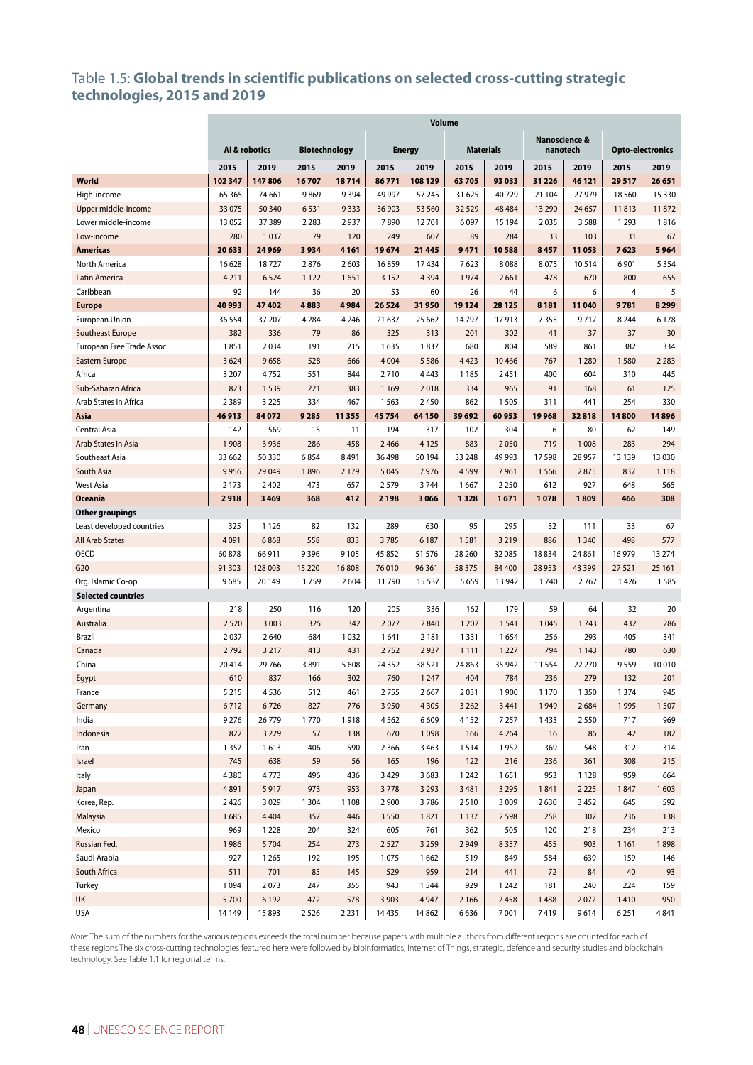## Table 1.5: **Global trends in scientific publications on selected cross-cutting strategic technologies, 2015 and 2019**

| | Volume | | | | | | | | | | | |
|---|---|---|---|---|---|---|---|---|---|---|---|---|
| | AI & robotics | | Biotechnology | | Energy | | Materials | | Nanoscience & nanotech | | Opto-electronics | |
| | 2015 | 2019 | 2015 | 2019 | 2015 | 2019 | 2015 | 2019 | 2015 | 2019 | 2015 | 2019 |
| **World** | **102 347** | **147 806** | **16 707** | **18 714** | **86 771** | **108 129** | **63 705** | **93 033** | **31 226** | **46 121** | **29 517** | **26 651** |
| High-income | 65 365 | 74 661 | 9 869 | 9 394 | 49 997 | 57 245 | 31 625 | 40 729 | 21 104 | 27 979 | 18 560 | 15 330 |
| Upper middle-income | 33 075 | 50 340 | 6 531 | 9 333 | 36 903 | 53 560 | 32 529 | 48 484 | 13 290 | 24 657 | 11 813 | 11 872 |
| Lower middle-income | 13 052 | 37 389 | 2 283 | 2 937 | 7 890 | 12 701 | 6 097 | 15 194 | 2 035 | 3 588 | 1 293 | 1 816 |
| Low-income | 280 | 1 037 | 79 | 120 | 249 | 607 | 89 | 284 | 33 | 103 | 31 | 67 |
| **Americas** | **20 633** | **24 969** | **3 934** | **4 161** | **19 674** | **21 445** | **9 471** | **10 588** | **8 457** | **11 053** | **7 623** | **5 964** |
| North America | 16 628 | 18 727 | 2 876 | 2 603 | 16 859 | 17 434 | 7 623 | 8 088 | 8 075 | 10 514 | 6 901 | 5 354 |
| Latin America | 4 211 | 6 524 | 1 122 | 1 651 | 3 152 | 4 394 | 1 974 | 2 661 | 478 | 670 | 800 | 655 |
| Caribbean | 92 | 144 | 36 | 20 | 53 | 60 | 26 | 44 | 6 | 6 | 4 | 5 |
| **Europe** | **40 993** | **47 402** | **4 883** | **4 984** | **26 524** | **31 950** | **19 124** | **28 125** | **8 181** | **11 040** | **9 781** | **8 299** |
| European Union | 36 554 | 37 207 | 4 284 | 4 246 | 21 637 | 25 662 | 14 797 | 17 913 | 7 355 | 9 717 | 8 244 | 6 178 |
| Southeast Europe | 382 | 336 | 79 | 86 | 325 | 313 | 201 | 302 | 41 | 37 | 37 | 30 |
| European Free Trade Assoc. | 1 851 | 2 034 | 191 | 215 | 1 635 | 1 837 | 680 | 804 | 589 | 861 | 382 | 334 |
| Eastern Europe | 3 624 | 9 658 | 528 | 666 | 4 004 | 5 586 | 4 423 | 10 466 | 767 | 1 280 | 1 580 | 2 283 |
| Africa | 3 207 | 4 752 | 551 | 844 | 2 710 | 4 443 | 1 185 | 2 451 | 400 | 604 | 310 | 445 |
| Sub-Saharan Africa | 823 | 1 539 | 221 | 383 | 1 169 | 2 018 | 334 | 965 | 91 | 168 | 61 | 125 |
| Arab States in Africa | 2 389 | 3 225 | 334 | 467 | 1 563 | 2 450 | 862 | 1 505 | 311 | 441 | 254 | 330 |
| **Asia** | **46 913** | **84 072** | **9 285** | **11 355** | **45 754** | **64 150** | **39 692** | **60 953** | **19 968** | **32 818** | **14 800** | **14 896** |
| Central Asia | 142 | 569 | 15 | 11 | 194 | 317 | 102 | 304 | 6 | 80 | 62 | 149 |
| Arab States in Asia | 1 908 | 3 936 | 286 | 458 | 2 466 | 4 125 | 883 | 2 050 | 719 | 1 008 | 283 | 294 |
| Southeast Asia | 33 662 | 50 330 | 6 854 | 8 491 | 36 498 | 50 194 | 33 248 | 49 993 | 17 598 | 28 957 | 13 139 | 13 030 |
| South Asia | 9 956 | 29 049 | 1 896 | 2 179 | 5 045 | 7 976 | 4 599 | 7 961 | 1 566 | 2 875 | 837 | 1 118 |
| West Asia | 2 173 | 2 402 | 473 | 657 | 2 579 | 3 744 | 1 667 | 2 250 | 612 | 927 | 648 | 565 |
| **Oceania** | **2 918** | **3 469** | **368** | **412** | **2 198** | **3 066** | **1 328** | **1 671** | **1 078** | **1 809** | **466** | **308** |
| **Other groupings** | | | | | | | | | | | | |
| Least developed countries | 325 | 1 126 | 82 | 132 | 289 | 630 | 95 | 295 | 32 | 111 | 33 | 67 |
| All Arab States | 4 091 | 6 868 | 558 | 833 | 3 785 | 6 187 | 1 581 | 3 219 | 886 | 1 340 | 498 | 577 |
| OECD | 60 878 | 66 911 | 9 396 | 9 105 | 45 852 | 51 576 | 28 260 | 32 085 | 18 834 | 24 861 | 16 979 | 13 274 |
| G20 | 91 303 | 128 003 | 15 220 | 16 808 | 76 010 | 96 361 | 58 375 | 84 400 | 28 953 | 43 399 | 27 521 | 25 161 |
| Org. Islamic Co-op. | 9 685 | 20 149 | 1 759 | 2 604 | 11 790 | 15 537 | 5 659 | 13 942 | 1 740 | 2 767 | 1 426 | 1 585 |
| **Selected countries** | | | | | | | | | | | | |
| Argentina | 218 | 250 | 116 | 120 | 205 | 336 | 162 | 179 | 59 | 64 | 32 | 20 |
| Australia | 2 520 | 3 003 | 325 | 342 | 2 077 | 2 840 | 1 202 | 1 541 | 1 045 | 1 743 | 432 | 286 |
| Brazil | 2 037 | 2 640 | 684 | 1 032 | 1 641 | 2 181 | 1 331 | 1 654 | 256 | 293 | 405 | 341 |
| Canada | 2 792 | 3 217 | 413 | 431 | 2 752 | 2 937 | 1 111 | 1 227 | 794 | 1 143 | 780 | 630 |
| China | 20 414 | 29 766 | 3 891 | 5 608 | 24 352 | 38 521 | 24 863 | 35 942 | 11 554 | 22 270 | 9 559 | 10 010 |
| Egypt | 610 | 837 | 166 | 302 | 760 | 1 247 | 404 | 784 | 236 | 279 | 132 | 201 |
| France | 5 215 | 4 536 | 512 | 461 | 2 755 | 2 667 | 2 031 | 1 900 | 1 170 | 1 350 | 1 374 | 945 |
| Germany | 6 712 | 6 726 | 827 | 776 | 3 950 | 4 305 | 3 262 | 3 441 | 1 949 | 2 684 | 1 995 | 1 507 |
| India | 9 276 | 26 779 | 1 770 | 1 918 | 4 562 | 6 609 | 4 152 | 7 257 | 1 433 | 2 550 | 717 | 969 |
| Indonesia | 822 | 3 229 | 57 | 138 | 670 | 1 098 | 166 | 4 264 | 16 | 86 | 42 | 182 |
| Iran | 1 357 | 1 613 | 406 | 590 | 2 366 | 3 463 | 1 514 | 1 952 | 369 | 548 | 312 | 314 |
| Israel | 745 | 638 | 59 | 56 | 165 | 196 | 122 | 216 | 236 | 361 | 308 | 215 |
| Italy | 4 380 | 4 773 | 496 | 436 | 3 429 | 3 683 | 1 242 | 1 651 | 953 | 1 128 | 959 | 664 |
| Japan | 4 891 | 5 917 | 973 | 953 | 3 778 | 3 293 | 3 481 | 3 295 | 1 841 | 2 225 | 1 847 | 1 603 |
| Korea, Rep. | 2 426 | 3 029 | 1 304 | 1 108 | 2 900 | 3 786 | 2 510 | 3 009 | 2 630 | 3 452 | 645 | 592 |
| Malaysia | 1 685 | 4 404 | 357 | 446 | 3 550 | 1 821 | 1 137 | 2 598 | 258 | 307 | 236 | 138 |
| Mexico | 969 | 1 228 | 204 | 324 | 605 | 761 | 362 | 505 | 120 | 218 | 234 | 213 |
| Russian Fed. | 1 986 | 5 704 | 254 | 273 | 2 527 | 3 259 | 2 949 | 8 357 | 455 | 903 | 1 161 | 1 898 |
| Saudi Arabia | 927 | 1 265 | 192 | 195 | 1 075 | 1 662 | 519 | 849 | 584 | 639 | 159 | 146 |
| South Africa | 511 | 701 | 85 | 145 | 529 | 959 | 214 | 441 | 72 | 84 | 40 | 93 |
| Turkey | 1 094 | 2 073 | 247 | 355 | 943 | 1 544 | 929 | 1 242 | 181 | 240 | 224 | 159 |
| UK | 5 700 | 6 192 | 472 | 578 | 3 903 | 4 947 | 2 166 | 2 458 | 1 488 | 2 072 | 1 410 | 950 |
| USA | 14 149 | 15 893 | 2 526 | 2 231 | 14 435 | 14 862 | 6 636 | 7 001 | 7 419 | 9 614 | 6 251 | 4 841 |

*Note:* The sum of the numbers for the various regions exceeds the total number because papers with multiple authors from different regions are counted for each of these regions.The six cross-cutting technologies featured here were followed by bioinformatics, Internet of Things, strategic, defence and security studies and blockchain technology. See Table 1.1 for regional terms.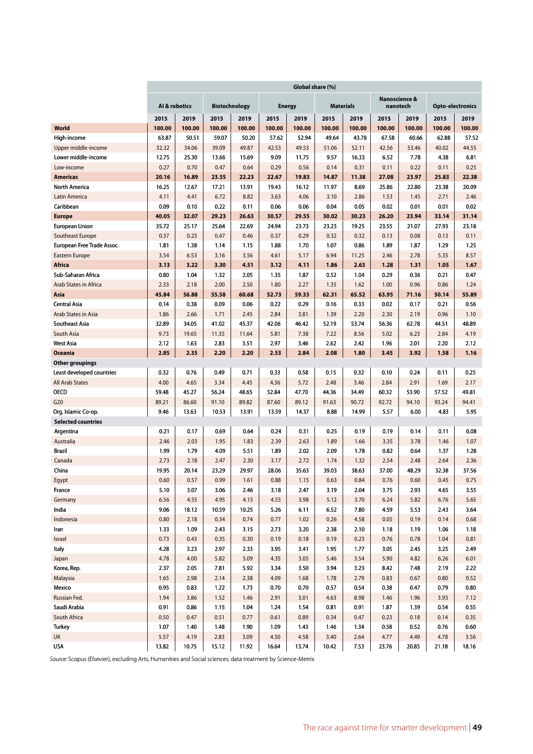| | Global share (%) | | | | | | | | | | | |
|---|---|---|---|---|---|---|---|---|---|---|---|---|
| | AI & robotics | | Biotechnology | | Energy | | Materials | | Nanoscience & nanotech | | Opto-electronics | |
| | 2015 | 2019 | 2015 | 2019 | 2015 | 2019 | 2015 | 2019 | 2015 | 2019 | 2015 | 2019 |
| **World** | **100.00** | **100.00** | **100.00** | **100.00** | **100.00** | **100.00** | **100.00** | **100.00** | **100.00** | **100.00** | **100.00** | **100.00** |
| High-income | 63.87 | 50.51 | 59.07 | 50.20 | 57.62 | 52.94 | 49.64 | 43.78 | 67.58 | 60.66 | 62.88 | 57.52 |
| Upper middle-income | 32.32 | 34.06 | 39.09 | 49.87 | 42.53 | 49.53 | 51.06 | 52.11 | 42.56 | 53.46 | 40.02 | 44.55 |
| Lower middle-income | 12.75 | 25.30 | 13.66 | 15.69 | 9.09 | 11.75 | 9.57 | 16.33 | 6.52 | 7.78 | 4.38 | 6.81 |
| Low-income | 0.27 | 0.70 | 0.47 | 0.64 | 0.29 | 0.56 | 0.14 | 0.31 | 0.11 | 0.22 | 0.11 | 0.25 |
| **Americas** | **20.16** | **16.89** | **23.55** | **22.23** | **22.67** | **19.83** | **14.87** | **11.38** | **27.08** | **23.97** | **25.83** | **22.38** |
| North America | 16.25 | 12.67 | 17.21 | 13.91 | 19.43 | 16.12 | 11.97 | 8.69 | 25.86 | 22.80 | 23.38 | 20.09 |
| Latin America | 4.11 | 4.41 | 6.72 | 8.82 | 3.63 | 4.06 | 3.10 | 2.86 | 1.53 | 1.45 | 2.71 | 2.46 |
| Caribbean | 0.09 | 0.10 | 0.22 | 0.11 | 0.06 | 0.06 | 0.04 | 0.05 | 0.02 | 0.01 | 0.01 | 0.02 |
| **Europe** | **40.05** | **32.07** | **29.23** | **26.63** | **30.57** | **29.55** | **30.02** | **30.23** | **26.20** | **23.94** | **33.14** | **31.14** |
| European Union | 35.72 | 25.17 | 25.64 | 22.69 | 24.94 | 23.73 | 23.23 | 19.25 | 23.55 | 21.07 | 27.93 | 23.18 |
| Southeast Europe | 0.37 | 0.23 | 0.47 | 0.46 | 0.37 | 0.29 | 0.32 | 0.32 | 0.13 | 0.08 | 0.13 | 0.11 |
| European Free Trade Assoc. | 1.81 | 1.38 | 1.14 | 1.15 | 1.88 | 1.70 | 1.07 | 0.86 | 1.89 | 1.87 | 1.29 | 1.25 |
| Eastern Europe | 3.54 | 6.53 | 3.16 | 3.56 | 4.61 | 5.17 | 6.94 | 11.25 | 2.46 | 2.78 | 5.35 | 8.57 |
| **Africa** | **3.13** | **3.22** | **3.30** | **4.51** | **3.12** | **4.11** | **1.86** | **2.63** | **1.28** | **1.31** | **1.05** | **1.67** |
| Sub-Saharan Africa | 0.80 | 1.04 | 1.32 | 2.05 | 1.35 | 1.87 | 0.52 | 1.04 | 0.29 | 0.36 | 0.21 | 0.47 |
| Arab States in Africa | 2.33 | 2.18 | 2.00 | 2.50 | 1.80 | 2.27 | 1.35 | 1.62 | 1.00 | 0.96 | 0.86 | 1.24 |
| **Asia** | **45.84** | **56.88** | **55.58** | **60.68** | **52.73** | **59.33** | **62.31** | **65.52** | **63.95** | **71.16** | **50.14** | **55.89** |
| Central Asia | 0.14 | 0.38 | 0.09 | 0.06 | 0.22 | 0.29 | 0.16 | 0.33 | 0.02 | 0.17 | 0.21 | 0.56 |
| Arab States in Asia | 1.86 | 2.66 | 1.71 | 2.45 | 2.84 | 3.81 | 1.39 | 2.20 | 2.30 | 2.19 | 0.96 | 1.10 |
| Southeast Asia | 32.89 | 34.05 | 41.02 | 45.37 | 42.06 | 46.42 | 52.19 | 53.74 | 56.36 | 62.78 | 44.51 | 48.89 |
| South Asia | 9.73 | 19.65 | 11.35 | 11.64 | 5.81 | 7.38 | 7.22 | 8.56 | 5.02 | 6.23 | 2.84 | 4.19 |
| West Asia | 2.12 | 1.63 | 2.83 | 3.51 | 2.97 | 3.46 | 2.62 | 2.42 | 1.96 | 2.01 | 2.20 | 2.12 |
| **Oceania** | **2.85** | **2.35** | **2.20** | **2.20** | **2.53** | **2.84** | **2.08** | **1.80** | **3.45** | **3.92** | **1.58** | **1.16** |
| **Other groupings** | | | | | | | | | | | | |
| Least developed countries | 0.32 | 0.76 | 0.49 | 0.71 | 0.33 | 0.58 | 0.15 | 0.32 | 0.10 | 0.24 | 0.11 | 0.25 |
| All Arab States | 4.00 | 4.65 | 3.34 | 4.45 | 4.36 | 5.72 | 2.48 | 3.46 | 2.84 | 2.91 | 1.69 | 2.17 |
| OECD | 59.48 | 45.27 | 56.24 | 48.65 | 52.84 | 47.70 | 44.36 | 34.49 | 60.32 | 53.90 | 57.52 | 49.81 |
| G20 | 89.21 | 86.60 | 91.10 | 89.82 | 87.60 | 89.12 | 91.63 | 90.72 | 92.72 | 94.10 | 93.24 | 94.41 |
| Org. Islamic Co-op. | 9.46 | 13.63 | 10.53 | 13.91 | 13.59 | 14.37 | 8.88 | 14.99 | 5.57 | 6.00 | 4.83 | 5.95 |
| **Selected countries** | | | | | | | | | | | | |
| Argentina | 0.21 | 0.17 | 0.69 | 0.64 | 0.24 | 0.31 | 0.25 | 0.19 | 0.19 | 0.14 | 0.11 | 0.08 |
| Australia | 2.46 | 2.03 | 1.95 | 1.83 | 2.39 | 2.63 | 1.89 | 1.66 | 3.35 | 3.78 | 1.46 | 1.07 |
| Brazil | 1.99 | 1.79 | 4.09 | 5.51 | 1.89 | 2.02 | 2.09 | 1.78 | 0.82 | 0.64 | 1.37 | 1.28 |
| Canada | 2.73 | 2.18 | 2.47 | 2.30 | 3.17 | 2.72 | 1.74 | 1.32 | 2.54 | 2.48 | 2.64 | 2.36 |
| China | 19.95 | 20.14 | 23.29 | 29.97 | 28.06 | 35.63 | 39.03 | 38.63 | 37.00 | 48.29 | 32.38 | 37.56 |
| Egypt | 0.60 | 0.57 | 0.99 | 1.61 | 0.88 | 1.15 | 0.63 | 0.84 | 0.76 | 0.60 | 0.45 | 0.75 |
| France | 5.10 | 3.07 | 3.06 | 2.46 | 3.18 | 2.47 | 3.19 | 2.04 | 3.75 | 2.93 | 4.65 | 3.55 |
| Germany | 6.56 | 4.55 | 4.95 | 4.15 | 4.55 | 3.98 | 5.12 | 3.70 | 6.24 | 5.82 | 6.76 | 5.65 |
| India | 9.06 | 18.12 | 10.59 | 10.25 | 5.26 | 6.11 | 6.52 | 7.80 | 4.59 | 5.53 | 2.43 | 3.64 |
| Indonesia | 0.80 | 2.18 | 0.34 | 0.74 | 0.77 | 1.02 | 0.26 | 4.58 | 0.05 | 0.19 | 0.14 | 0.68 |
| Iran | 1.33 | 1.09 | 2.43 | 3.15 | 2.73 | 3.20 | 2.38 | 2.10 | 1.18 | 1.19 | 1.06 | 1.18 |
| Israel | 0.73 | 0.43 | 0.35 | 0.30 | 0.19 | 0.18 | 0.19 | 0.23 | 0.76 | 0.78 | 1.04 | 0.81 |
| Italy | 4.28 | 3.23 | 2.97 | 2.33 | 3.95 | 3.41 | 1.95 | 1.77 | 3.05 | 2.45 | 3.25 | 2.49 |
| Japan | 4.78 | 4.00 | 5.82 | 5.09 | 4.35 | 3.05 | 5.46 | 3.54 | 5.90 | 4.82 | 6.26 | 6.01 |
| Korea, Rep. | 2.37 | 2.05 | 7.81 | 5.92 | 3.34 | 3.50 | 3.94 | 3.23 | 8.42 | 7.48 | 2.19 | 2.22 |
| Malaysia | 1.65 | 2.98 | 2.14 | 2.38 | 4.09 | 1.68 | 1.78 | 2.79 | 0.83 | 0.67 | 0.80 | 0.52 |
| Mexico | 0.95 | 0.83 | 1.22 | 1.73 | 0.70 | 0.70 | 0.57 | 0.54 | 0.38 | 0.47 | 0.79 | 0.80 |
| Russian Fed. | 1.94 | 3.86 | 1.52 | 1.46 | 2.91 | 3.01 | 4.63 | 8.98 | 1.46 | 1.96 | 3.93 | 7.12 |
| Saudi Arabia | 0.91 | 0.86 | 1.15 | 1.04 | 1.24 | 1.54 | 0.81 | 0.91 | 1.87 | 1.39 | 0.54 | 0.55 |
| South Africa | 0.50 | 0.47 | 0.51 | 0.77 | 0.61 | 0.89 | 0.34 | 0.47 | 0.23 | 0.18 | 0.14 | 0.35 |
| Turkey | 1.07 | 1.40 | 1.48 | 1.90 | 1.09 | 1.43 | 1.46 | 1.34 | 0.58 | 0.52 | 0.76 | 0.60 |
| UK | 5.57 | 4.19 | 2.83 | 3.09 | 4.50 | 4.58 | 3.40 | 2.64 | 4.77 | 4.49 | 4.78 | 3.56 |
| USA | 13.82 | 10.75 | 15.12 | 11.92 | 16.64 | 13.74 | 10.42 | 7.53 | 23.76 | 20.85 | 21.18 | 18.16 |

*Source:* Scopus (Elsevier), excluding Arts, Humanities and Social sciences; data treatment by Science-Metrix